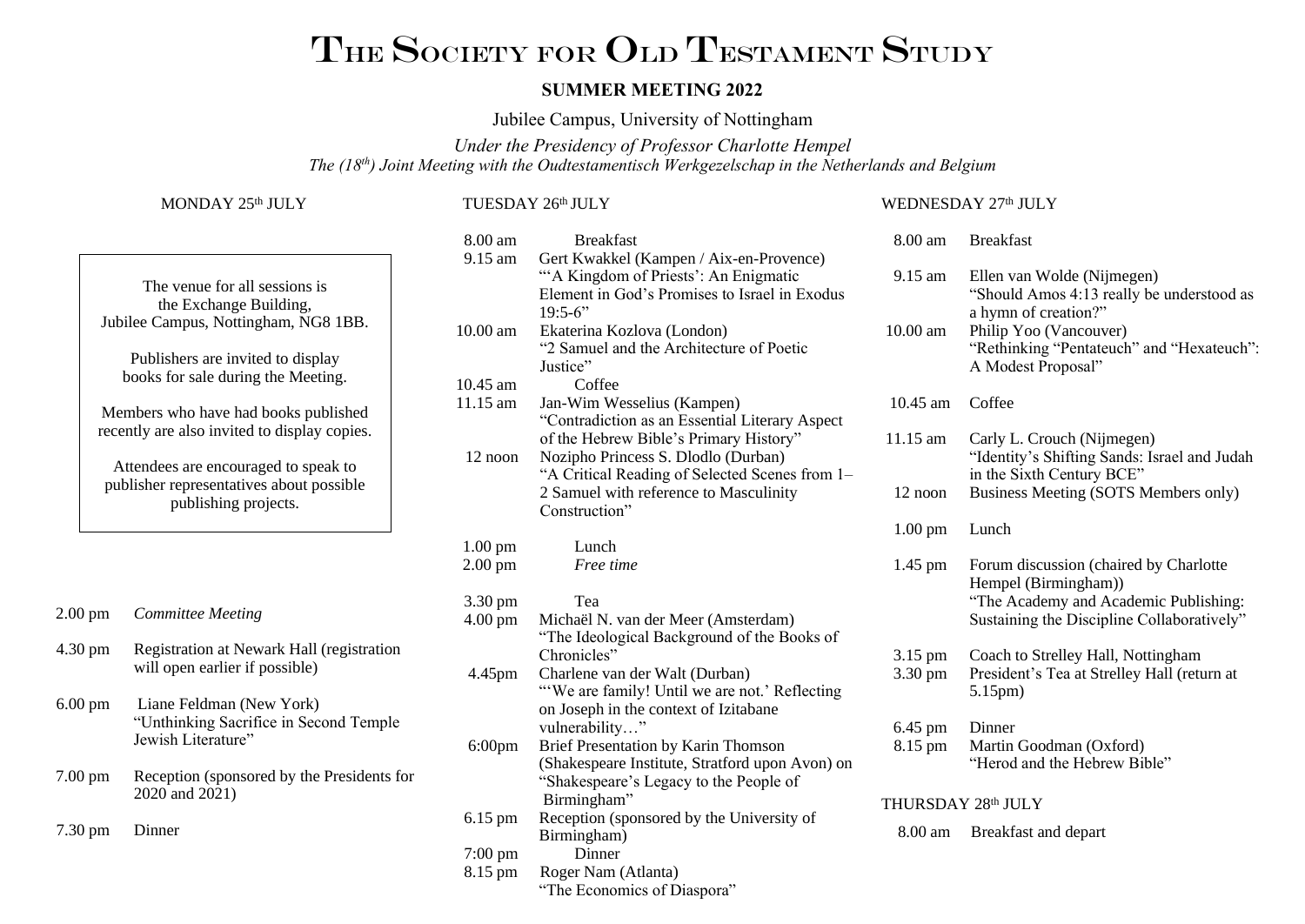# The Society for Old Testament Study

## SUMMER MEETING 2022

Jubilee Campus, University of Nottingham

*Under the Presidency of Professor Charlotte Hempel*

*The (18th) Joint Meeting with the Oudtestamentisch Werkgezelschap in the Netherlands and Belgium*

### MONDAY 25th JULY

> The venue for all sessions is the Exchange Building, Jubilee Campus, Nottingham, NG8 1BB.
>
> Publishers are invited to display books for sale during the Meeting.
>
> Members who have had books published recently are also invited to display copies.
>
> Attendees are encouraged to speak to publisher representatives about possible publishing projects.

| | |
|---|---|
| 2.00 pm | *Committee Meeting* |
| 4.30 pm | Registration at Newark Hall (registration will open earlier if possible) |
| 6.00 pm | Liane Feldman (New York) "Unthinking Sacrifice in Second Temple Jewish Literature" |
| 7.00 pm | Reception (sponsored by the Presidents for 2020 and 2021) |
| 7.30 pm | Dinner |

### TUESDAY 26th JULY

| | |
|---|---|
| 8.00 am | Breakfast |
| 9.15 am | Gert Kwakkel (Kampen / Aix-en-Provence) "'A Kingdom of Priests': An Enigmatic Element in God's Promises to Israel in Exodus 19:5-6" |
| 10.00 am | Ekaterina Kozlova (London) "2 Samuel and the Architecture of Poetic Justice" |
| 10.45 am | Coffee |
| 11.15 am | Jan-Wim Wesselius (Kampen) "Contradiction as an Essential Literary Aspect of the Hebrew Bible's Primary History" |
| 12 noon | Nozipho Princess S. Dlodlo (Durban) "A Critical Reading of Selected Scenes from 1–2 Samuel with reference to Masculinity Construction" |
| 1.00 pm | Lunch |
| 2.00 pm | *Free time* |
| 3.30 pm | Tea |
| 4.00 pm | Michaël N. van der Meer (Amsterdam) "The Ideological Background of the Books of Chronicles" |
| 4.45pm | Charlene van der Walt (Durban) "'We are family! Until we are not.' Reflecting on Joseph in the context of Izitabane vulnerability…" |
| 6:00pm | Brief Presentation by Karin Thomson (Shakespeare Institute, Stratford upon Avon) on "Shakespeare's Legacy to the People of Birmingham" |
| 6.15 pm | Reception (sponsored by the University of Birmingham) |
| 7:00 pm | Dinner |
| 8.15 pm | Roger Nam (Atlanta) "The Economics of Diaspora" |

### WEDNESDAY 27th JULY

| | |
|---|---|
| 8.00 am | Breakfast |
| 9.15 am | Ellen van Wolde (Nijmegen) "Should Amos 4:13 really be understood as a hymn of creation?" |
| 10.00 am | Philip Yoo (Vancouver) "Rethinking "Pentateuch" and "Hexateuch": A Modest Proposal" |
| 10.45 am | Coffee |
| 11.15 am | Carly L. Crouch (Nijmegen) "Identity's Shifting Sands: Israel and Judah in the Sixth Century BCE" |
| 12 noon | Business Meeting (SOTS Members only) |
| 1.00 pm | Lunch |
| 1.45 pm | Forum discussion (chaired by Charlotte Hempel (Birmingham)) "The Academy and Academic Publishing: Sustaining the Discipline Collaboratively" |
| 3.15 pm | Coach to Strelley Hall, Nottingham |
| 3.30 pm | President's Tea at Strelley Hall (return at 5.15pm) |
| 6.45 pm | Dinner |
| 8.15 pm | Martin Goodman (Oxford) "Herod and the Hebrew Bible" |

### THURSDAY 28th JULY

| | |
|---|---|
| 8.00 am | Breakfast and depart |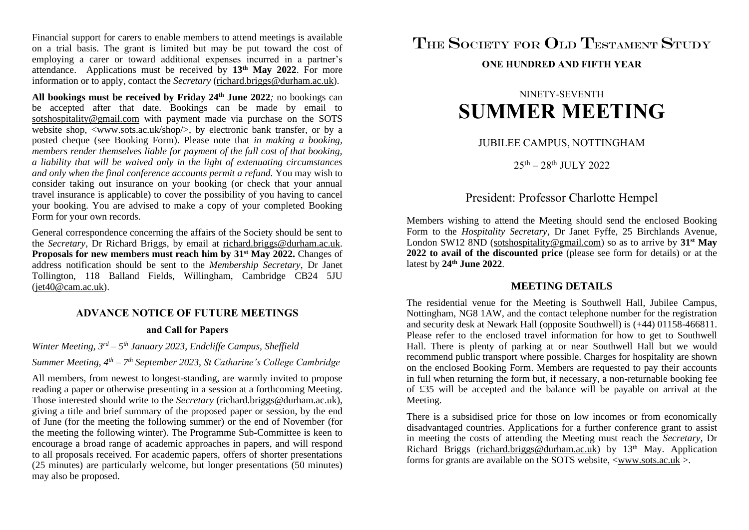Financial support for carers to enable members to attend meetings is available on a trial basis. The grant is limited but may be put toward the cost of employing a carer or toward additional expenses incurred in a partner's attendance. Applications must be received by **13th May 2022**. For more information or to apply, contact the *Secretary* (richard.briggs@durham.ac.uk).

**All bookings must be received by Friday 24th June 2022**; no bookings can be accepted after that date. Bookings can be made by email to sotshospitality@gmail.com with payment made via purchase on the SOTS website shop, <www.sots.ac.uk/shop/>, by electronic bank transfer, or by a posted cheque (see Booking Form). Please note that *in making a booking, members render themselves liable for payment of the full cost of that booking, a liability that will be waived only in the light of extenuating circumstances and only when the final conference accounts permit a refund.* You may wish to consider taking out insurance on your booking (or check that your annual travel insurance is applicable) to cover the possibility of you having to cancel your booking. You are advised to make a copy of your completed Booking Form for your own records.

General correspondence concerning the affairs of the Society should be sent to the *Secretary*, Dr Richard Briggs, by email at richard.briggs@durham.ac.uk. **Proposals for new members must reach him by 31st May 2022.** Changes of address notification should be sent to the *Membership Secretary*, Dr Janet Tollington, 118 Balland Fields, Willingham, Cambridge CB24 5JU (jet40@cam.ac.uk).

## ADVANCE NOTICE OF FUTURE MEETINGS

### and Call for Papers

*Winter Meeting, 3rd – 5th January 2023, Endcliffe Campus, Sheffield*

*Summer Meeting, 4th – 7th September 2023, St Catharine's College Cambridge*

All members, from newest to longest-standing, are warmly invited to propose reading a paper or otherwise presenting in a session at a forthcoming Meeting. Those interested should write to the *Secretary* (richard.briggs@durham.ac.uk), giving a title and brief summary of the proposed paper or session, by the end of June (for the meeting the following summer) or the end of November (for the meeting the following winter). The Programme Sub-Committee is keen to encourage a broad range of academic approaches in papers, and will respond to all proposals received. For academic papers, offers of shorter presentations (25 minutes) are particularly welcome, but longer presentations (50 minutes) may also be proposed.

# THE SOCIETY FOR OLD TESTAMENT STUDY

**ONE HUNDRED AND FIFTH YEAR**

NINETY-SEVENTH

# SUMMER MEETING

JUBILEE CAMPUS, NOTTINGHAM

25th – 28th JULY 2022

## President: Professor Charlotte Hempel

Members wishing to attend the Meeting should send the enclosed Booking Form to the *Hospitality Secretary*, Dr Janet Fyffe, 25 Birchlands Avenue, London SW12 8ND (sotshospitality@gmail.com) so as to arrive by **31st May 2022 to avail of the discounted price** (please see form for details) or at the latest by **24th June 2022**.

## MEETING DETAILS

The residential venue for the Meeting is Southwell Hall, Jubilee Campus, Nottingham, NG8 1AW, and the contact telephone number for the registration and security desk at Newark Hall (opposite Southwell) is (+44) 01158-466811. Please refer to the enclosed travel information for how to get to Southwell Hall. There is plenty of parking at or near Southwell Hall but we would recommend public transport where possible. Charges for hospitality are shown on the enclosed Booking Form. Members are requested to pay their accounts in full when returning the form but, if necessary, a non-returnable booking fee of £35 will be accepted and the balance will be payable on arrival at the Meeting.

There is a subsidised price for those on low incomes or from economically disadvantaged countries. Applications for a further conference grant to assist in meeting the costs of attending the Meeting must reach the *Secretary*, Dr Richard Briggs (richard.briggs@durham.ac.uk) by 13th May. Application forms for grants are available on the SOTS website, <www.sots.ac.uk >.